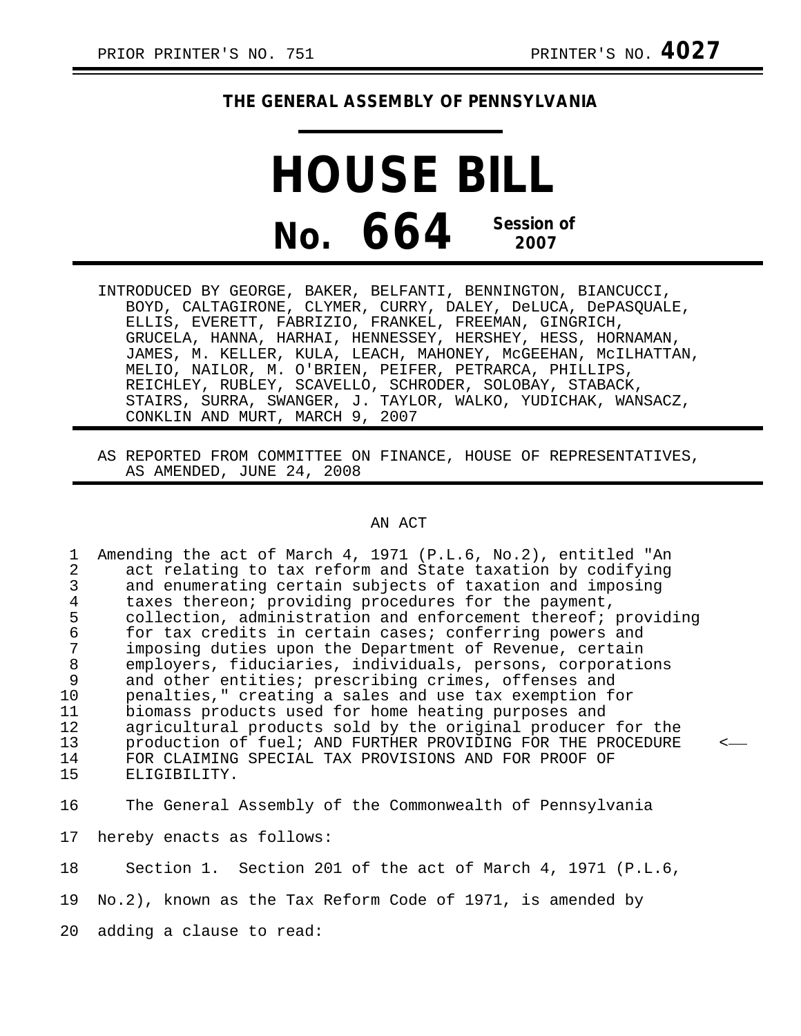PRIOR PRINTER'S NO. 751 PRINTER'S NO. **4027**

**THE GENERAL ASSEMBLY OF PENNSYLVANIA**

# HOUSE BILL

# No. 664 Session of 2007

INTRODUCED BY GEORGE, BAKER, BELFANTI, BENNINGTON, BIANCUCCI, BOYD, CALTAGIRONE, CLYMER, CURRY, DALEY, DeLUCA, DePASQUALE, ELLIS, EVERETT, FABRIZIO, FRANKEL, FREEMAN, GINGRICH, GRUCELA, HANNA, HARHAI, HENNESSEY, HERSHEY, HESS, HORNAMAN, JAMES, M. KELLER, KULA, LEACH, MAHONEY, McGEEHAN, McILHATTAN, MELIO, NAILOR, M. O'BRIEN, PEIFER, PETRARCA, PHILLIPS, REICHLEY, RUBLEY, SCAVELLO, SCHRODER, SOLOBAY, STABACK, STAIRS, SURRA, SWANGER, J. TAYLOR, WALKO, YUDICHAK, WANSACZ, CONKLIN AND MURT, MARCH 9, 2007

AS REPORTED FROM COMMITTEE ON FINANCE, HOUSE OF REPRESENTATIVES, AS AMENDED, JUNE 24, 2008

AN ACT

1 Amending the act of March 4, 1971 (P.L.6, No.2), entitled "An
2 act relating to tax reform and State taxation by codifying
3 and enumerating certain subjects of taxation and imposing
4 taxes thereon; providing procedures for the payment,
5 collection, administration and enforcement thereof; providing
6 for tax credits in certain cases; conferring powers and
7 imposing duties upon the Department of Revenue, certain
8 employers, fiduciaries, individuals, persons, corporations
9 and other entities; prescribing crimes, offenses and
10 penalties," creating a sales and use tax exemption for
11 biomass products used for home heating purposes and
12 agricultural products sold by the original producer for the
13 production of fuel; AND FURTHER PROVIDING FOR THE PROCEDURE <
14 FOR CLAIMING SPECIAL TAX PROVISIONS AND FOR PROOF OF
15 ELIGIBILITY.

16 The General Assembly of the Commonwealth of Pennsylvania
17 hereby enacts as follows:

18 Section 1. Section 201 of the act of March 4, 1971 (P.L.6,
19 No.2), known as the Tax Reform Code of 1971, is amended by
20 adding a clause to read: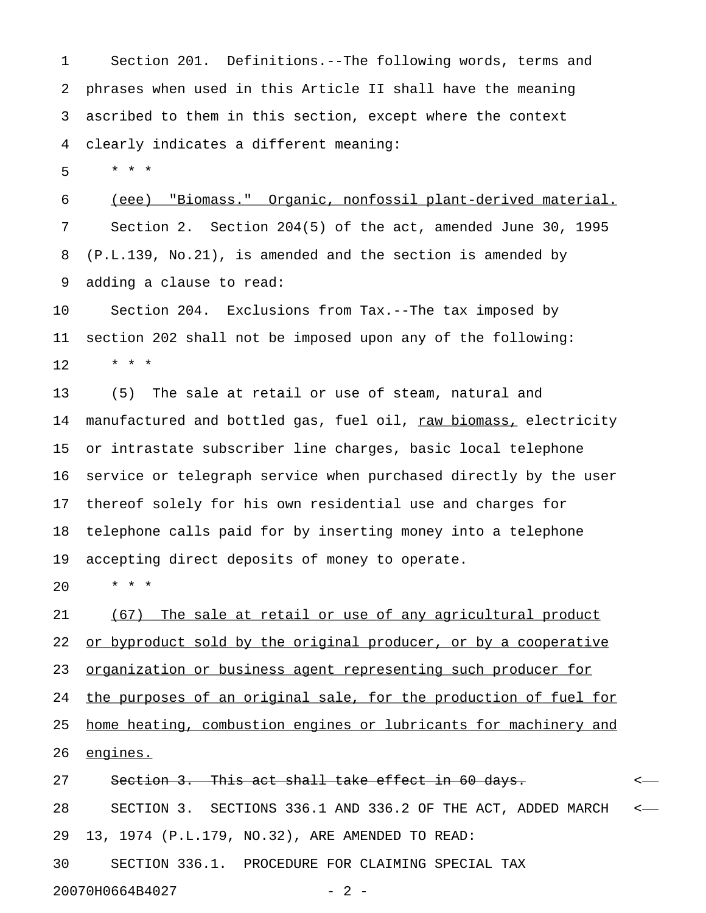Section 201. Definitions.--The following words, terms and phrases when used in this Article II shall have the meaning ascribed to them in this section, except where the context clearly indicates a different meaning:

\* \* \*

<u>(eee) "Biomass." Organic, nonfossil plant-derived material.</u>

Section 2. Section 204(5) of the act, amended June 30, 1995 (P.L.139, No.21), is amended and the section is amended by adding a clause to read:

Section 204. Exclusions from Tax.--The tax imposed by section 202 shall not be imposed upon any of the following:

\* \* \*

(5) The sale at retail or use of steam, natural and manufactured and bottled gas, fuel oil, <u>raw biomass,</u> electricity or intrastate subscriber line charges, basic local telephone service or telegraph service when purchased directly by the user thereof solely for his own residential use and charges for telephone calls paid for by inserting money into a telephone accepting direct deposits of money to operate.

\* \* \*

<u>(67) The sale at retail or use of any agricultural product or byproduct sold by the original producer, or by a cooperative organization or business agent representing such producer for the purposes of an original sale, for the production of fuel for home heating, combustion engines or lubricants for machinery and engines.</u>

~~Section 3. This act shall take effect in 60 days.~~

SECTION 3. SECTIONS 336.1 AND 336.2 OF THE ACT, ADDED MARCH 13, 1974 (P.L.179, NO.32), ARE AMENDED TO READ:

SECTION 336.1. PROCEDURE FOR CLAIMING SPECIAL TAX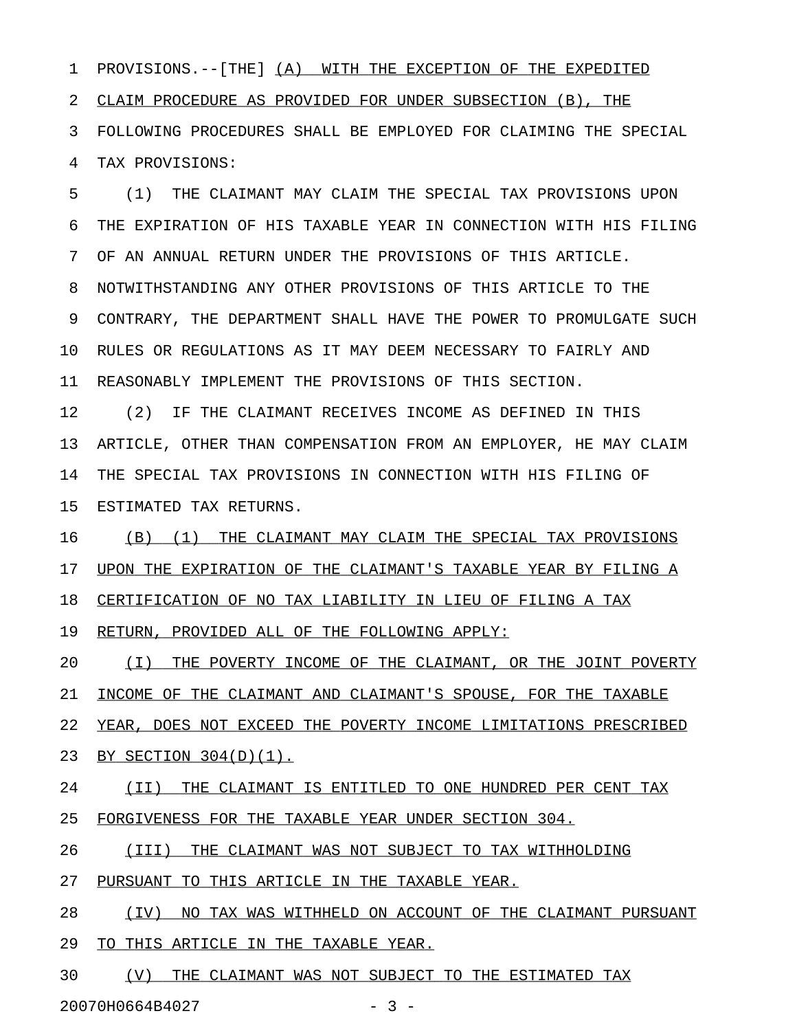PROVISIONS.--[THE] (A) WITH THE EXCEPTION OF THE EXPEDITED CLAIM PROCEDURE AS PROVIDED FOR UNDER SUBSECTION (B), THE FOLLOWING PROCEDURES SHALL BE EMPLOYED FOR CLAIMING THE SPECIAL TAX PROVISIONS:

(1) THE CLAIMANT MAY CLAIM THE SPECIAL TAX PROVISIONS UPON THE EXPIRATION OF HIS TAXABLE YEAR IN CONNECTION WITH HIS FILING OF AN ANNUAL RETURN UNDER THE PROVISIONS OF THIS ARTICLE. NOTWITHSTANDING ANY OTHER PROVISIONS OF THIS ARTICLE TO THE CONTRARY, THE DEPARTMENT SHALL HAVE THE POWER TO PROMULGATE SUCH RULES OR REGULATIONS AS IT MAY DEEM NECESSARY TO FAIRLY AND REASONABLY IMPLEMENT THE PROVISIONS OF THIS SECTION.

(2) IF THE CLAIMANT RECEIVES INCOME AS DEFINED IN THIS ARTICLE, OTHER THAN COMPENSATION FROM AN EMPLOYER, HE MAY CLAIM THE SPECIAL TAX PROVISIONS IN CONNECTION WITH HIS FILING OF ESTIMATED TAX RETURNS.

(B) (1) THE CLAIMANT MAY CLAIM THE SPECIAL TAX PROVISIONS UPON THE EXPIRATION OF THE CLAIMANT'S TAXABLE YEAR BY FILING A CERTIFICATION OF NO TAX LIABILITY IN LIEU OF FILING A TAX RETURN, PROVIDED ALL OF THE FOLLOWING APPLY:

(I) THE POVERTY INCOME OF THE CLAIMANT, OR THE JOINT POVERTY INCOME OF THE CLAIMANT AND CLAIMANT'S SPOUSE, FOR THE TAXABLE YEAR, DOES NOT EXCEED THE POVERTY INCOME LIMITATIONS PRESCRIBED BY SECTION 304(D)(1).

(II) THE CLAIMANT IS ENTITLED TO ONE HUNDRED PER CENT TAX FORGIVENESS FOR THE TAXABLE YEAR UNDER SECTION 304.

(III) THE CLAIMANT WAS NOT SUBJECT TO TAX WITHHOLDING PURSUANT TO THIS ARTICLE IN THE TAXABLE YEAR.

(IV) NO TAX WAS WITHHELD ON ACCOUNT OF THE CLAIMANT PURSUANT TO THIS ARTICLE IN THE TAXABLE YEAR.

(V) THE CLAIMANT WAS NOT SUBJECT TO THE ESTIMATED TAX

20070H0664B4027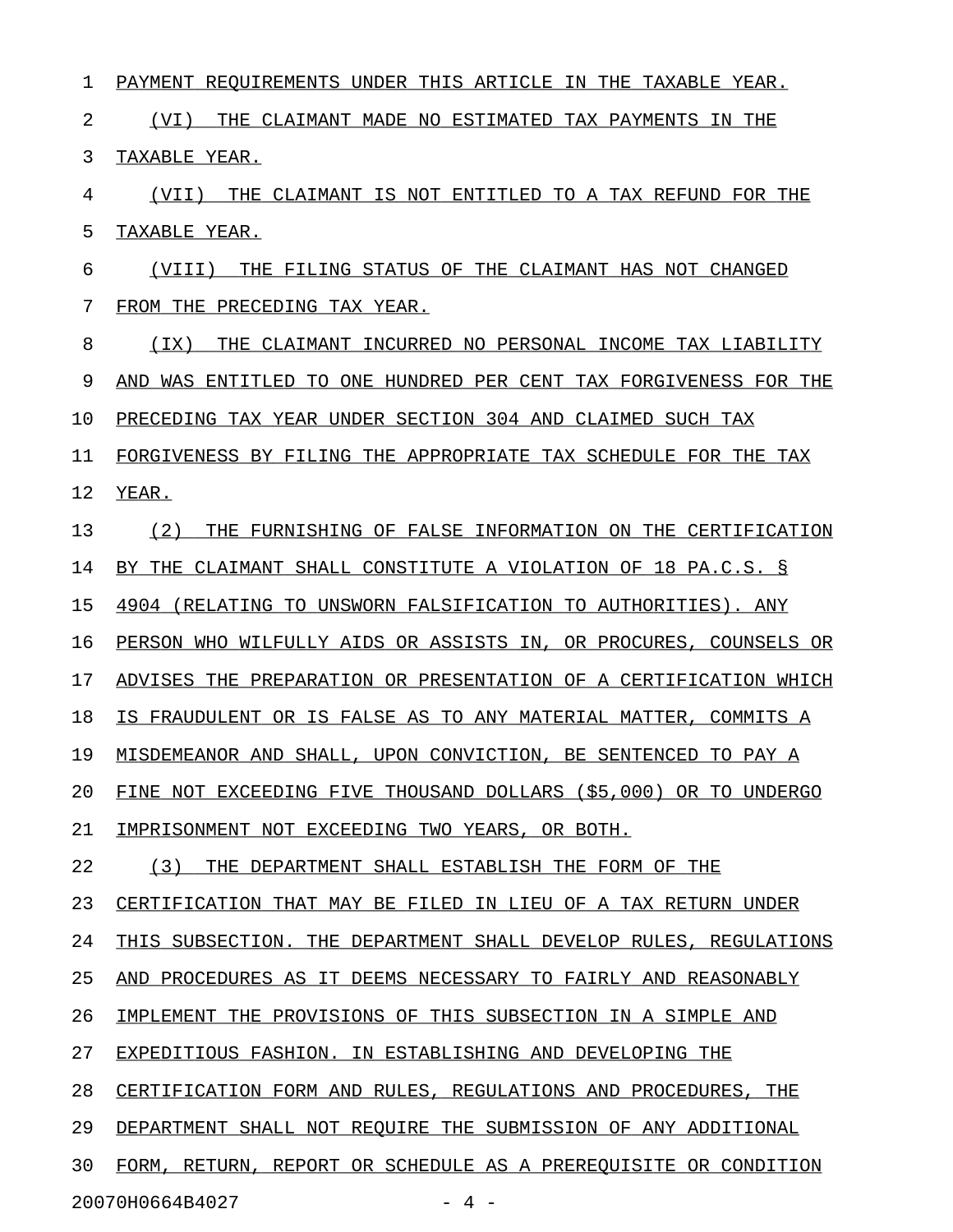PAYMENT REQUIREMENTS UNDER THIS ARTICLE IN THE TAXABLE YEAR.

(VI) THE CLAIMANT MADE NO ESTIMATED TAX PAYMENTS IN THE TAXABLE YEAR.

(VII) THE CLAIMANT IS NOT ENTITLED TO A TAX REFUND FOR THE TAXABLE YEAR.

(VIII) THE FILING STATUS OF THE CLAIMANT HAS NOT CHANGED FROM THE PRECEDING TAX YEAR.

(IX) THE CLAIMANT INCURRED NO PERSONAL INCOME TAX LIABILITY AND WAS ENTITLED TO ONE HUNDRED PER CENT TAX FORGIVENESS FOR THE PRECEDING TAX YEAR UNDER SECTION 304 AND CLAIMED SUCH TAX FORGIVENESS BY FILING THE APPROPRIATE TAX SCHEDULE FOR THE TAX YEAR.

(2) THE FURNISHING OF FALSE INFORMATION ON THE CERTIFICATION BY THE CLAIMANT SHALL CONSTITUTE A VIOLATION OF 18 PA.C.S. § 4904 (RELATING TO UNSWORN FALSIFICATION TO AUTHORITIES). ANY PERSON WHO WILFULLY AIDS OR ASSISTS IN, OR PROCURES, COUNSELS OR ADVISES THE PREPARATION OR PRESENTATION OF A CERTIFICATION WHICH IS FRAUDULENT OR IS FALSE AS TO ANY MATERIAL MATTER, COMMITS A MISDEMEANOR AND SHALL, UPON CONVICTION, BE SENTENCED TO PAY A FINE NOT EXCEEDING FIVE THOUSAND DOLLARS ($5,000) OR TO UNDERGO IMPRISONMENT NOT EXCEEDING TWO YEARS, OR BOTH.

(3) THE DEPARTMENT SHALL ESTABLISH THE FORM OF THE CERTIFICATION THAT MAY BE FILED IN LIEU OF A TAX RETURN UNDER THIS SUBSECTION. THE DEPARTMENT SHALL DEVELOP RULES, REGULATIONS AND PROCEDURES AS IT DEEMS NECESSARY TO FAIRLY AND REASONABLY IMPLEMENT THE PROVISIONS OF THIS SUBSECTION IN A SIMPLE AND EXPEDITIOUS FASHION. IN ESTABLISHING AND DEVELOPING THE CERTIFICATION FORM AND RULES, REGULATIONS AND PROCEDURES, THE DEPARTMENT SHALL NOT REQUIRE THE SUBMISSION OF ANY ADDITIONAL FORM, RETURN, REPORT OR SCHEDULE AS A PREREQUISITE OR CONDITION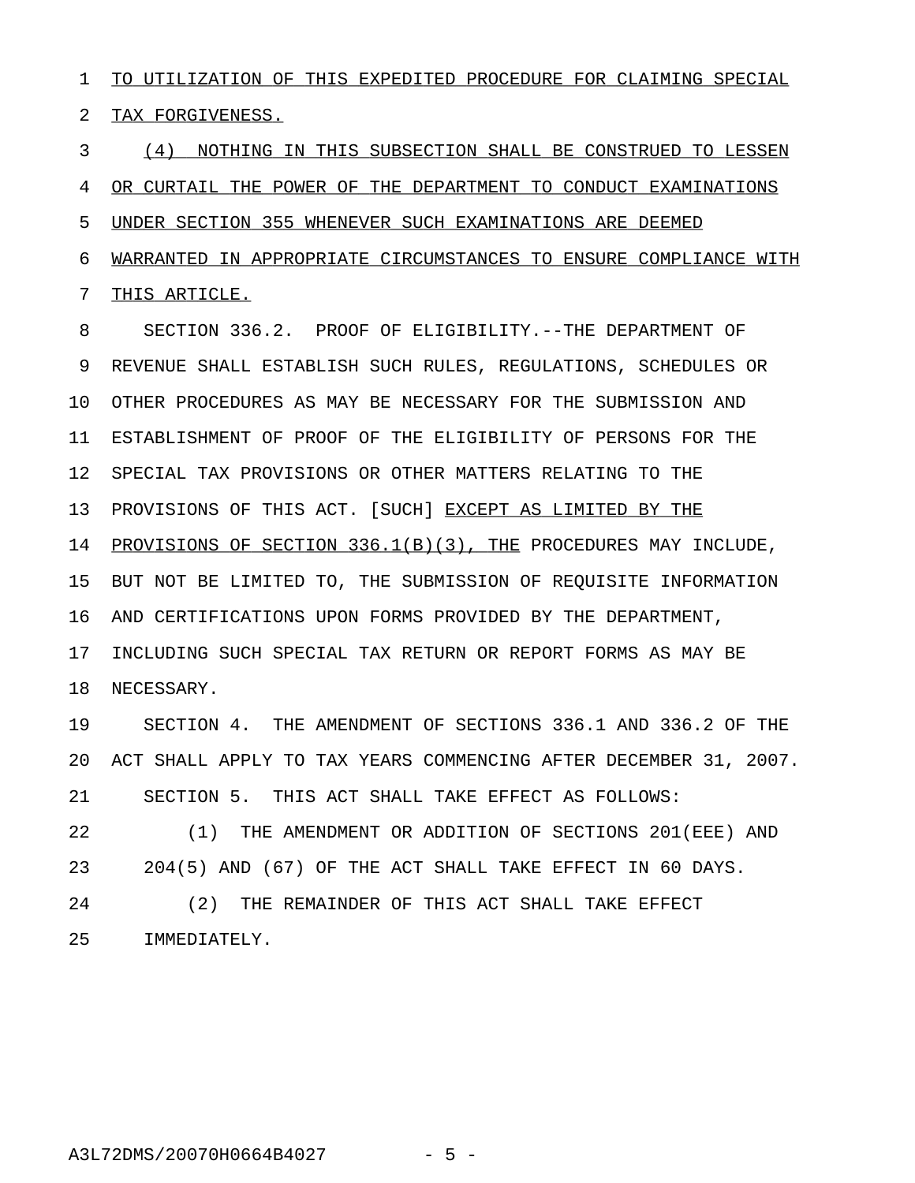TO UTILIZATION OF THIS EXPEDITED PROCEDURE FOR CLAIMING SPECIAL TAX FORGIVENESS.

(4) NOTHING IN THIS SUBSECTION SHALL BE CONSTRUED TO LESSEN OR CURTAIL THE POWER OF THE DEPARTMENT TO CONDUCT EXAMINATIONS UNDER SECTION 355 WHENEVER SUCH EXAMINATIONS ARE DEEMED WARRANTED IN APPROPRIATE CIRCUMSTANCES TO ENSURE COMPLIANCE WITH THIS ARTICLE.

SECTION 336.2. PROOF OF ELIGIBILITY.--THE DEPARTMENT OF REVENUE SHALL ESTABLISH SUCH RULES, REGULATIONS, SCHEDULES OR OTHER PROCEDURES AS MAY BE NECESSARY FOR THE SUBMISSION AND ESTABLISHMENT OF PROOF OF THE ELIGIBILITY OF PERSONS FOR THE SPECIAL TAX PROVISIONS OR OTHER MATTERS RELATING TO THE PROVISIONS OF THIS ACT. [SUCH] EXCEPT AS LIMITED BY THE PROVISIONS OF SECTION 336.1(B)(3), THE PROCEDURES MAY INCLUDE, BUT NOT BE LIMITED TO, THE SUBMISSION OF REQUISITE INFORMATION AND CERTIFICATIONS UPON FORMS PROVIDED BY THE DEPARTMENT, INCLUDING SUCH SPECIAL TAX RETURN OR REPORT FORMS AS MAY BE NECESSARY.

SECTION 4. THE AMENDMENT OF SECTIONS 336.1 AND 336.2 OF THE ACT SHALL APPLY TO TAX YEARS COMMENCING AFTER DECEMBER 31, 2007.

SECTION 5. THIS ACT SHALL TAKE EFFECT AS FOLLOWS:

(1) THE AMENDMENT OR ADDITION OF SECTIONS 201(EEE) AND 204(5) AND (67) OF THE ACT SHALL TAKE EFFECT IN 60 DAYS.

(2) THE REMAINDER OF THIS ACT SHALL TAKE EFFECT IMMEDIATELY.

A3L72DMS/20070H0664B4027